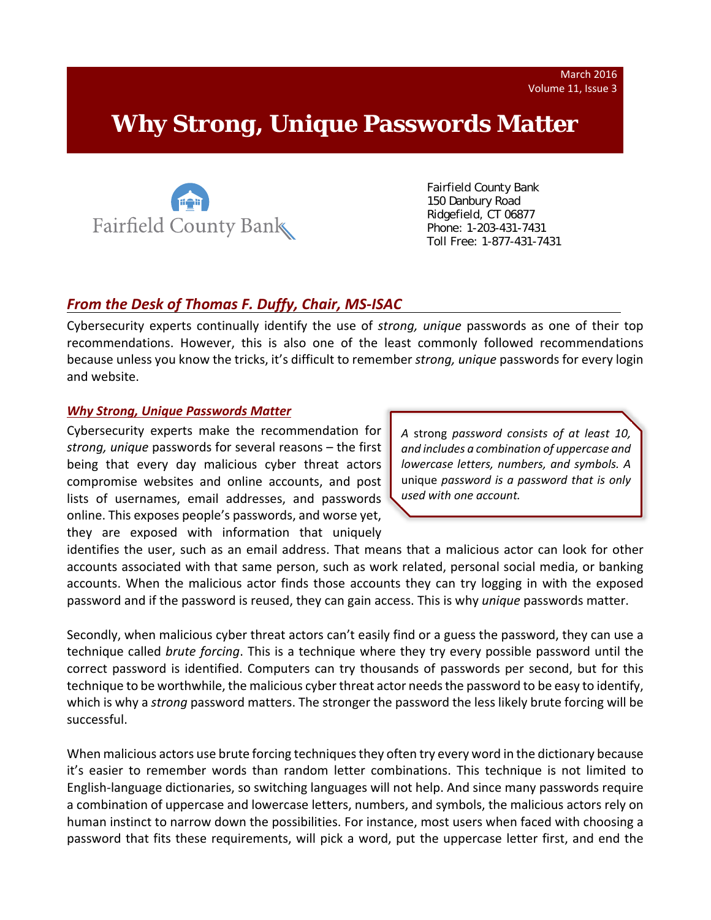March 2016
Volume 11, Issue 3

# Why Strong, Unique Passwords Matter

Fairfield County Bank

Fairfield County Bank
150 Danbury Road
Ridgefield, CT 06877
Phone: 1-203-431-7431
Toll Free: 1-877-431-7431

## *From the Desk of Thomas F. Duffy, Chair, MS-ISAC*

Cybersecurity experts continually identify the use of *strong, unique* passwords as one of their top recommendations. However, this is also one of the least commonly followed recommendations because unless you know the tricks, it's difficult to remember *strong, unique* passwords for every login and website.

### *Why Strong, Unique Passwords Matter*

> *A* strong *password consists of at least 10, and includes a combination of uppercase and lowercase letters, numbers, and symbols. A* unique *password is a password that is only used with one account.*

Cybersecurity experts make the recommendation for *strong, unique* passwords for several reasons – the first being that every day malicious cyber threat actors compromise websites and online accounts, and post lists of usernames, email addresses, and passwords online. This exposes people's passwords, and worse yet, they are exposed with information that uniquely identifies the user, such as an email address. That means that a malicious actor can look for other accounts associated with that same person, such as work related, personal social media, or banking accounts. When the malicious actor finds those accounts they can try logging in with the exposed password and if the password is reused, they can gain access. This is why *unique* passwords matter.

Secondly, when malicious cyber threat actors can't easily find or a guess the password, they can use a technique called *brute forcing*. This is a technique where they try every possible password until the correct password is identified. Computers can try thousands of passwords per second, but for this technique to be worthwhile, the malicious cyber threat actor needs the password to be easy to identify, which is why a *strong* password matters. The stronger the password the less likely brute forcing will be successful.

When malicious actors use brute forcing techniques they often try every word in the dictionary because it's easier to remember words than random letter combinations. This technique is not limited to English-language dictionaries, so switching languages will not help. And since many passwords require a combination of uppercase and lowercase letters, numbers, and symbols, the malicious actors rely on human instinct to narrow down the possibilities. For instance, most users when faced with choosing a password that fits these requirements, will pick a word, put the uppercase letter first, and end the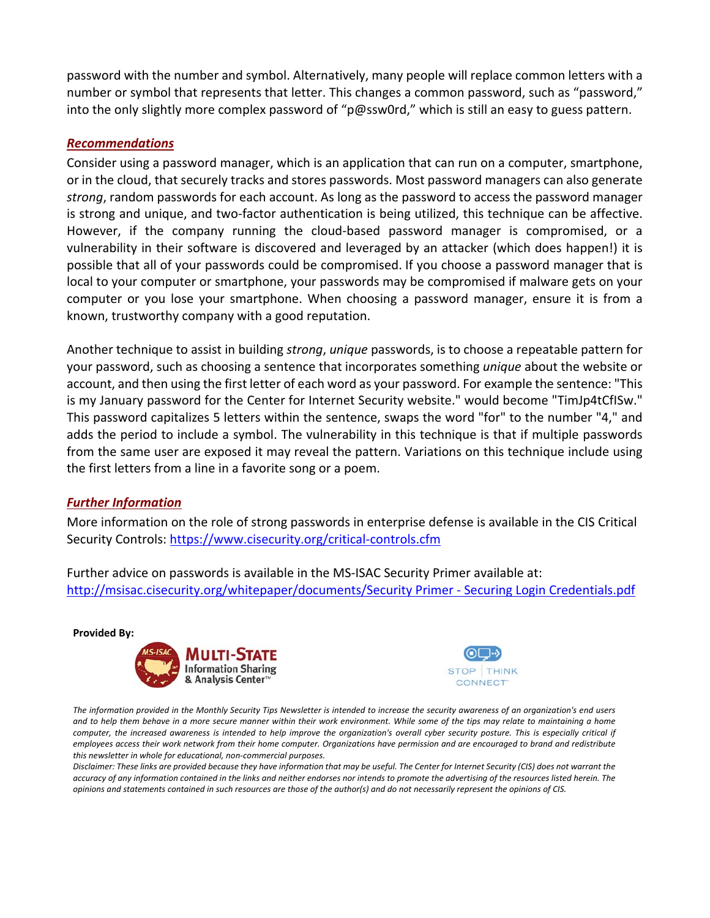password with the number and symbol. Alternatively, many people will replace common letters with a number or symbol that represents that letter. This changes a common password, such as "password," into the only slightly more complex password of "p@ssw0rd," which is still an easy to guess pattern.

### ***Recommendations***

Consider using a password manager, which is an application that can run on a computer, smartphone, or in the cloud, that securely tracks and stores passwords. Most password managers can also generate *strong*, random passwords for each account. As long as the password to access the password manager is strong and unique, and two-factor authentication is being utilized, this technique can be affective. However, if the company running the cloud-based password manager is compromised, or a vulnerability in their software is discovered and leveraged by an attacker (which does happen!) it is possible that all of your passwords could be compromised. If you choose a password manager that is local to your computer or smartphone, your passwords may be compromised if malware gets on your computer or you lose your smartphone. When choosing a password manager, ensure it is from a known, trustworthy company with a good reputation.

Another technique to assist in building *strong*, *unique* passwords, is to choose a repeatable pattern for your password, such as choosing a sentence that incorporates something *unique* about the website or account, and then using the first letter of each word as your password. For example the sentence: "This is my January password for the Center for Internet Security website." would become "TimJp4tCfISw." This password capitalizes 5 letters within the sentence, swaps the word "for" to the number "4," and adds the period to include a symbol. The vulnerability in this technique is that if multiple passwords from the same user are exposed it may reveal the pattern. Variations on this technique include using the first letters from a line in a favorite song or a poem.

### ***Further Information***

More information on the role of strong passwords in enterprise defense is available in the CIS Critical Security Controls: https://www.cisecurity.org/critical-controls.cfm

Further advice on passwords is available in the MS-ISAC Security Primer available at: http://msisac.cisecurity.org/whitepaper/documents/Security Primer - Securing Login Credentials.pdf

**Provided By:**

MS-ISAC MULTI-STATE Information Sharing & Analysis Center™

STOP | THINK CONNECT™

*The information provided in the Monthly Security Tips Newsletter is intended to increase the security awareness of an organization's end users and to help them behave in a more secure manner within their work environment. While some of the tips may relate to maintaining a home computer, the increased awareness is intended to help improve the organization's overall cyber security posture. This is especially critical if employees access their work network from their home computer. Organizations have permission and are encouraged to brand and redistribute this newsletter in whole for educational, non-commercial purposes.*

*Disclaimer: These links are provided because they have information that may be useful. The Center for Internet Security (CIS) does not warrant the accuracy of any information contained in the links and neither endorses nor intends to promote the advertising of the resources listed herein. The opinions and statements contained in such resources are those of the author(s) and do not necessarily represent the opinions of CIS.*